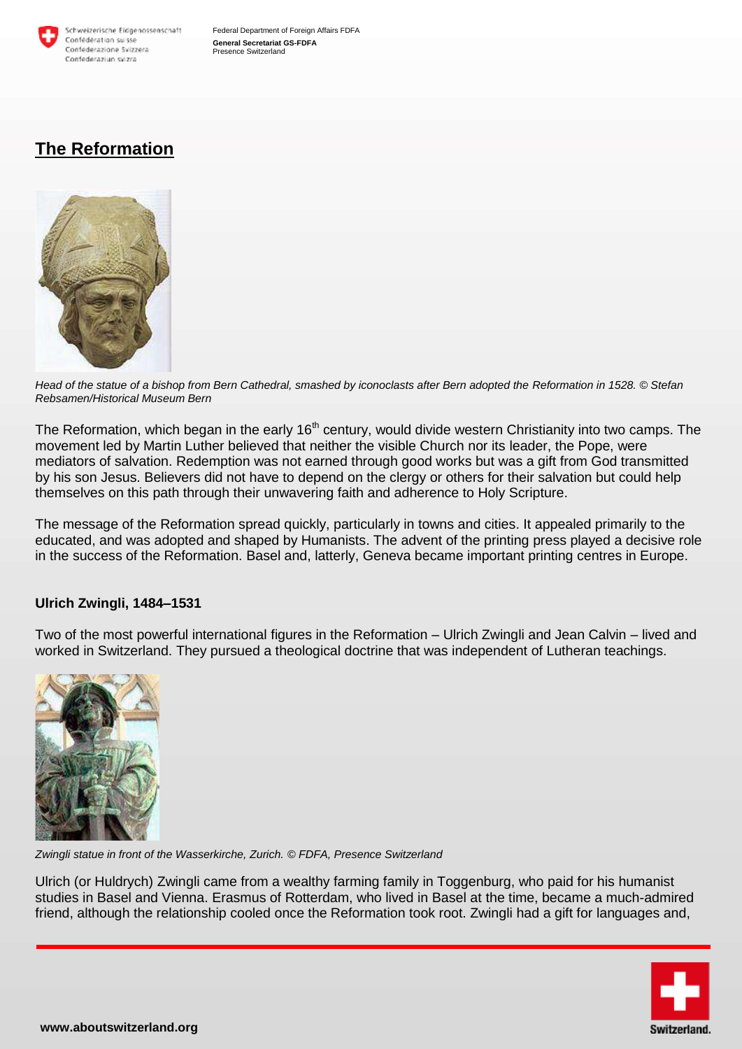## The Reformation

*Head of the statue of a bishop from Bern Cathedral, smashed by iconoclasts after Bern adopted the Reformation in 1528. © Stefan Rebsamen/Historical Museum Bern*

The Reformation, which began in the early 16th century, would divide western Christianity into two camps. The movement led by Martin Luther believed that neither the visible Church nor its leader, the Pope, were mediators of salvation. Redemption was not earned through good works but was a gift from God transmitted by his son Jesus. Believers did not have to depend on the clergy or others for their salvation but could help themselves on this path through their unwavering faith and adherence to Holy Scripture.

The message of the Reformation spread quickly, particularly in towns and cities. It appealed primarily to the educated, and was adopted and shaped by Humanists. The advent of the printing press played a decisive role in the success of the Reformation. Basel and, latterly, Geneva became important printing centres in Europe.

### Ulrich Zwingli, 1484–1531

Two of the most powerful international figures in the Reformation – Ulrich Zwingli and Jean Calvin – lived and worked in Switzerland. They pursued a theological doctrine that was independent of Lutheran teachings.

*Zwingli statue in front of the Wasserkirche, Zurich. © FDFA, Presence Switzerland*

Ulrich (or Huldrych) Zwingli came from a wealthy farming family in Toggenburg, who paid for his humanist studies in Basel and Vienna. Erasmus of Rotterdam, who lived in Basel at the time, became a much-admired friend, although the relationship cooled once the Reformation took root. Zwingli had a gift for languages and,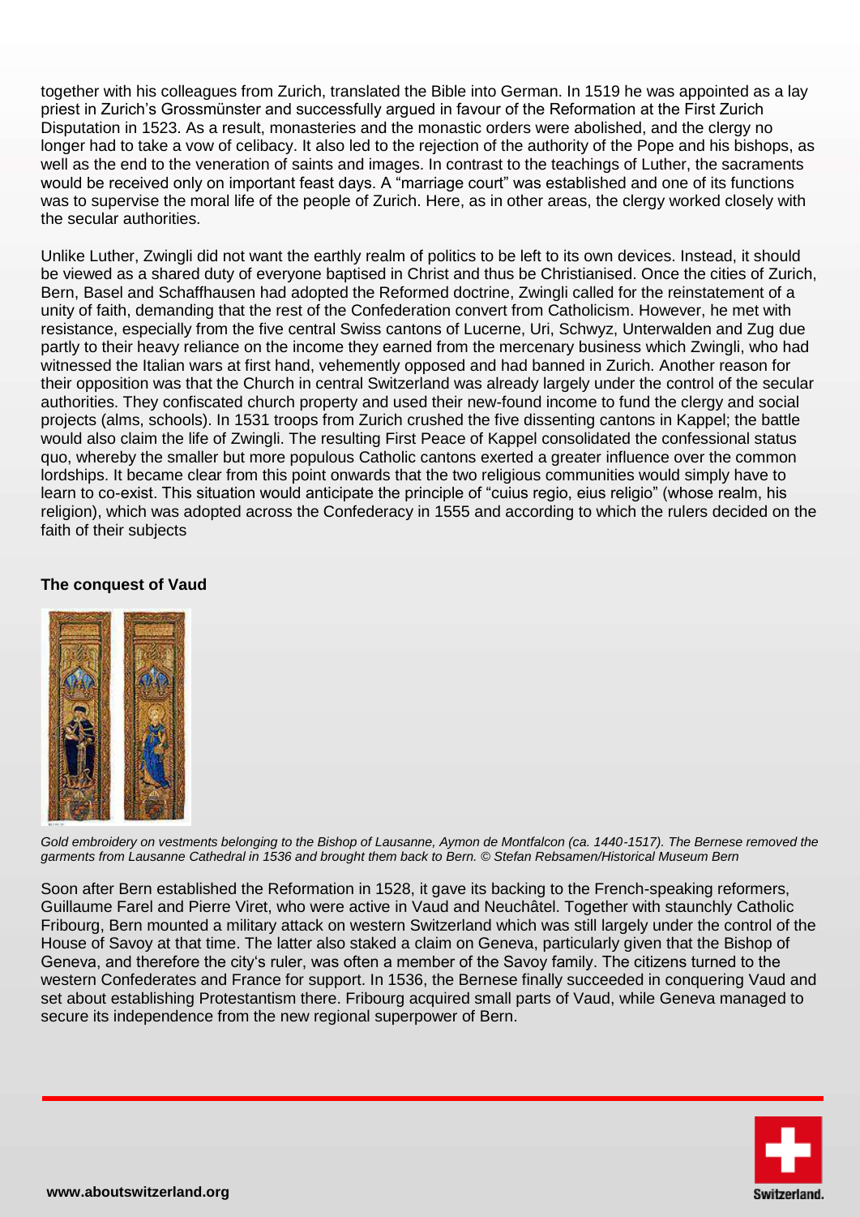together with his colleagues from Zurich, translated the Bible into German. In 1519 he was appointed as a lay priest in Zurich's Grossmünster and successfully argued in favour of the Reformation at the First Zurich Disputation in 1523. As a result, monasteries and the monastic orders were abolished, and the clergy no longer had to take a vow of celibacy. It also led to the rejection of the authority of the Pope and his bishops, as well as the end to the veneration of saints and images. In contrast to the teachings of Luther, the sacraments would be received only on important feast days. A "marriage court" was established and one of its functions was to supervise the moral life of the people of Zurich. Here, as in other areas, the clergy worked closely with the secular authorities.

Unlike Luther, Zwingli did not want the earthly realm of politics to be left to its own devices. Instead, it should be viewed as a shared duty of everyone baptised in Christ and thus be Christianised. Once the cities of Zurich, Bern, Basel and Schaffhausen had adopted the Reformed doctrine, Zwingli called for the reinstatement of a unity of faith, demanding that the rest of the Confederation convert from Catholicism. However, he met with resistance, especially from the five central Swiss cantons of Lucerne, Uri, Schwyz, Unterwalden and Zug due partly to their heavy reliance on the income they earned from the mercenary business which Zwingli, who had witnessed the Italian wars at first hand, vehemently opposed and had banned in Zurich. Another reason for their opposition was that the Church in central Switzerland was already largely under the control of the secular authorities. They confiscated church property and used their new-found income to fund the clergy and social projects (alms, schools). In 1531 troops from Zurich crushed the five dissenting cantons in Kappel; the battle would also claim the life of Zwingli. The resulting First Peace of Kappel consolidated the confessional status quo, whereby the smaller but more populous Catholic cantons exerted a greater influence over the common lordships. It became clear from this point onwards that the two religious communities would simply have to learn to co-exist. This situation would anticipate the principle of "cuius regio, eius religio" (whose realm, his religion), which was adopted across the Confederacy in 1555 and according to which the rulers decided on the faith of their subjects

**The conquest of Vaud**

*Gold embroidery on vestments belonging to the Bishop of Lausanne, Aymon de Montfalcon (ca. 1440-1517). The Bernese removed the garments from Lausanne Cathedral in 1536 and brought them back to Bern. © Stefan Rebsamen/Historical Museum Bern*

Soon after Bern established the Reformation in 1528, it gave its backing to the French-speaking reformers, Guillaume Farel and Pierre Viret, who were active in Vaud and Neuchâtel. Together with staunchly Catholic Fribourg, Bern mounted a military attack on western Switzerland which was still largely under the control of the House of Savoy at that time. The latter also staked a claim on Geneva, particularly given that the Bishop of Geneva, and therefore the city's ruler, was often a member of the Savoy family. The citizens turned to the western Confederates and France for support. In 1536, the Bernese finally succeeded in conquering Vaud and set about establishing Protestantism there. Fribourg acquired small parts of Vaud, while Geneva managed to secure its independence from the new regional superpower of Bern.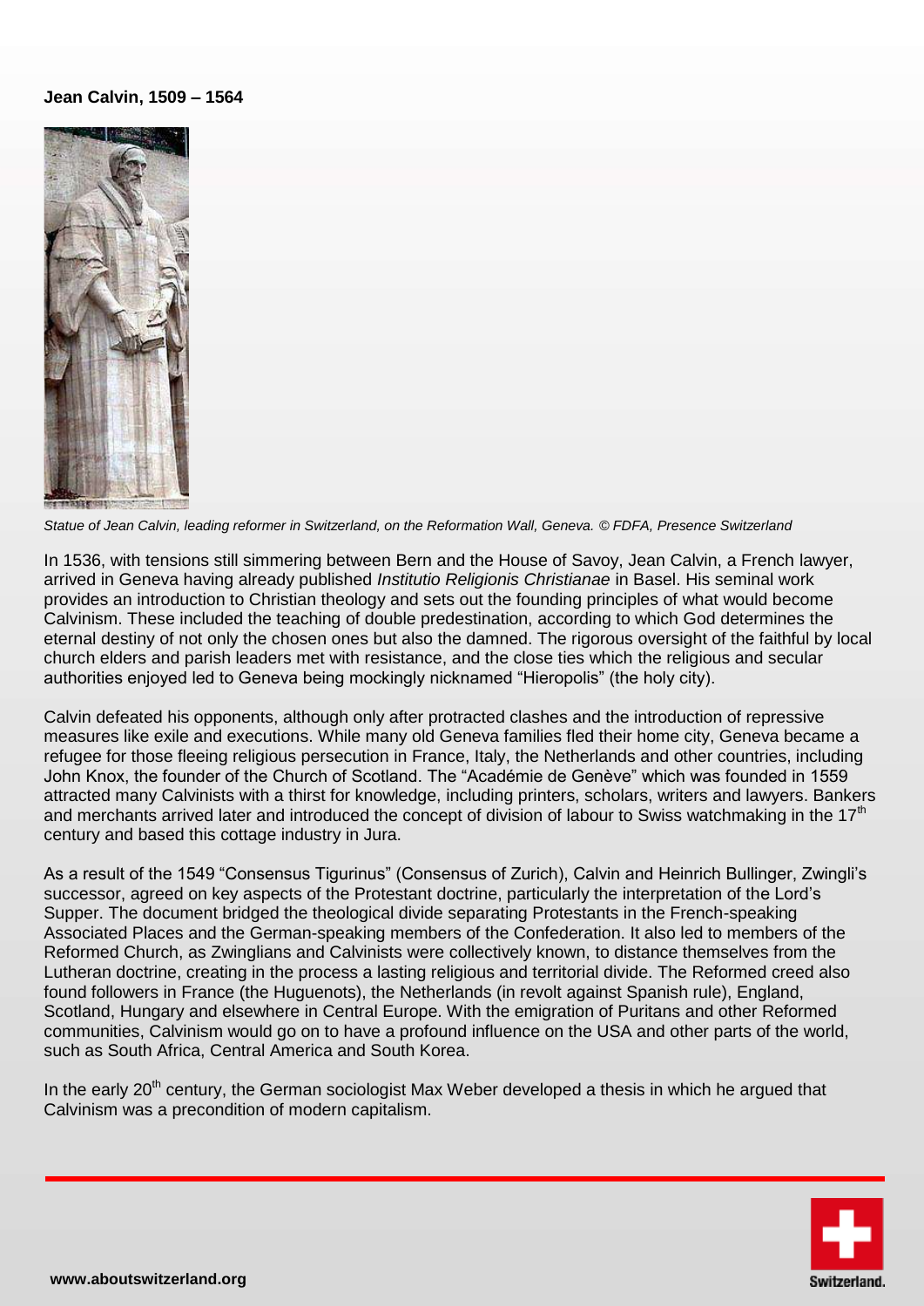**Jean Calvin, 1509 – 1564**

*Statue of Jean Calvin, leading reformer in Switzerland, on the Reformation Wall, Geneva. © FDFA, Presence Switzerland*

In 1536, with tensions still simmering between Bern and the House of Savoy, Jean Calvin, a French lawyer, arrived in Geneva having already published *Institutio Religionis Christianae* in Basel. His seminal work provides an introduction to Christian theology and sets out the founding principles of what would become Calvinism. These included the teaching of double predestination, according to which God determines the eternal destiny of not only the chosen ones but also the damned. The rigorous oversight of the faithful by local church elders and parish leaders met with resistance, and the close ties which the religious and secular authorities enjoyed led to Geneva being mockingly nicknamed "Hieropolis" (the holy city).

Calvin defeated his opponents, although only after protracted clashes and the introduction of repressive measures like exile and executions. While many old Geneva families fled their home city, Geneva became a refugee for those fleeing religious persecution in France, Italy, the Netherlands and other countries, including John Knox, the founder of the Church of Scotland. The "Académie de Genève" which was founded in 1559 attracted many Calvinists with a thirst for knowledge, including printers, scholars, writers and lawyers. Bankers and merchants arrived later and introduced the concept of division of labour to Swiss watchmaking in the 17th century and based this cottage industry in Jura.

As a result of the 1549 "Consensus Tigurinus" (Consensus of Zurich), Calvin and Heinrich Bullinger, Zwingli's successor, agreed on key aspects of the Protestant doctrine, particularly the interpretation of the Lord's Supper. The document bridged the theological divide separating Protestants in the French-speaking Associated Places and the German-speaking members of the Confederation. It also led to members of the Reformed Church, as Zwinglians and Calvinists were collectively known, to distance themselves from the Lutheran doctrine, creating in the process a lasting religious and territorial divide. The Reformed creed also found followers in France (the Huguenots), the Netherlands (in revolt against Spanish rule), England, Scotland, Hungary and elsewhere in Central Europe. With the emigration of Puritans and other Reformed communities, Calvinism would go on to have a profound influence on the USA and other parts of the world, such as South Africa, Central America and South Korea.

In the early 20th century, the German sociologist Max Weber developed a thesis in which he argued that Calvinism was a precondition of modern capitalism.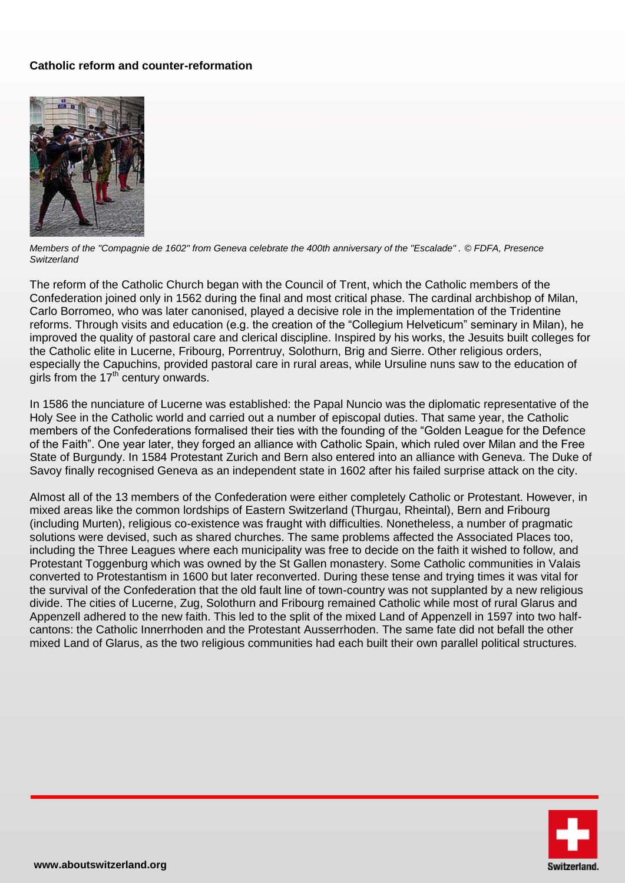**Catholic reform and counter-reformation**

*Members of the "Compagnie de 1602" from Geneva celebrate the 400th anniversary of the "Escalade" . © FDFA, Presence Switzerland*

The reform of the Catholic Church began with the Council of Trent, which the Catholic members of the Confederation joined only in 1562 during the final and most critical phase. The cardinal archbishop of Milan, Carlo Borromeo, who was later canonised, played a decisive role in the implementation of the Tridentine reforms. Through visits and education (e.g. the creation of the "Collegium Helveticum" seminary in Milan), he improved the quality of pastoral care and clerical discipline. Inspired by his works, the Jesuits built colleges for the Catholic elite in Lucerne, Fribourg, Porrentruy, Solothurn, Brig and Sierre. Other religious orders, especially the Capuchins, provided pastoral care in rural areas, while Ursuline nuns saw to the education of girls from the 17th century onwards.

In 1586 the nunciature of Lucerne was established: the Papal Nuncio was the diplomatic representative of the Holy See in the Catholic world and carried out a number of episcopal duties. That same year, the Catholic members of the Confederations formalised their ties with the founding of the "Golden League for the Defence of the Faith". One year later, they forged an alliance with Catholic Spain, which ruled over Milan and the Free State of Burgundy. In 1584 Protestant Zurich and Bern also entered into an alliance with Geneva. The Duke of Savoy finally recognised Geneva as an independent state in 1602 after his failed surprise attack on the city.

Almost all of the 13 members of the Confederation were either completely Catholic or Protestant. However, in mixed areas like the common lordships of Eastern Switzerland (Thurgau, Rheintal), Bern and Fribourg (including Murten), religious co-existence was fraught with difficulties. Nonetheless, a number of pragmatic solutions were devised, such as shared churches. The same problems affected the Associated Places too, including the Three Leagues where each municipality was free to decide on the faith it wished to follow, and Protestant Toggenburg which was owned by the St Gallen monastery. Some Catholic communities in Valais converted to Protestantism in 1600 but later reconverted. During these tense and trying times it was vital for the survival of the Confederation that the old fault line of town-country was not supplanted by a new religious divide. The cities of Lucerne, Zug, Solothurn and Fribourg remained Catholic while most of rural Glarus and Appenzell adhered to the new faith. This led to the split of the mixed Land of Appenzell in 1597 into two half-cantons: the Catholic Innerrhoden and the Protestant Ausserrhoden. The same fate did not befall the other mixed Land of Glarus, as the two religious communities had each built their own parallel political structures.